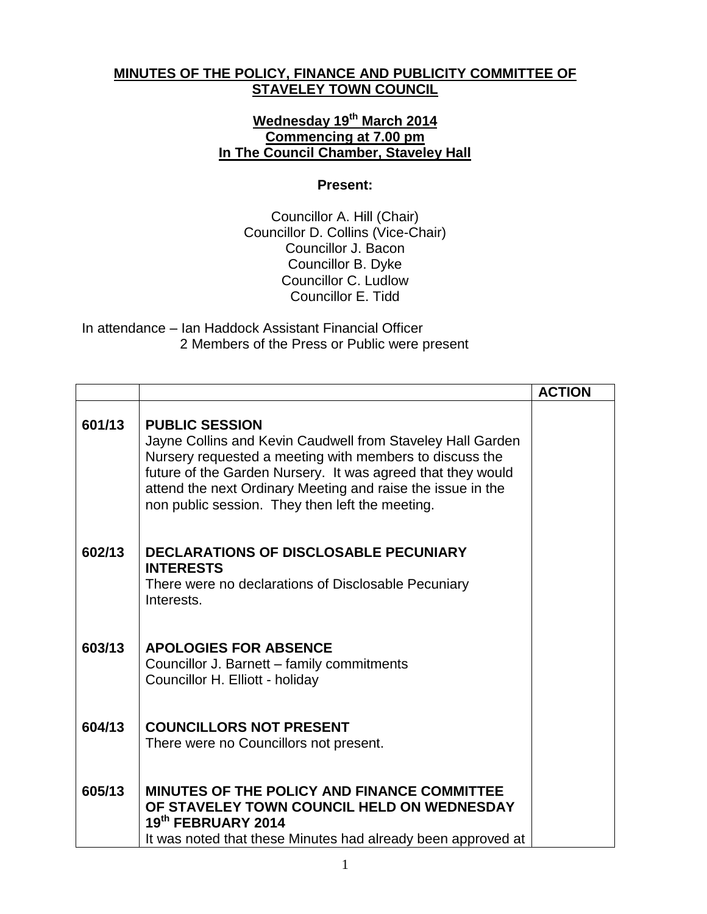**MINUTES OF THE POLICY, FINANCE AND PUBLICITY COMMITTEE OF STAVELEY TOWN COUNCIL**

**Wednesday 19th March 2014**
**Commencing at 7.00 pm**
**In The Council Chamber, Staveley Hall**

**Present:**

Councillor A. Hill (Chair)
Councillor D. Collins (Vice-Chair)
Councillor J. Bacon
Councillor B. Dyke
Councillor C. Ludlow
Councillor E. Tidd

In attendance – Ian Haddock Assistant Financial Officer
2 Members of the Press or Public were present

| | | ACTION |
|---|---|---|
| 601/13 | **PUBLIC SESSION**<br>Jayne Collins and Kevin Caudwell from Staveley Hall Garden Nursery requested a meeting with members to discuss the future of the Garden Nursery. It was agreed that they would attend the next Ordinary Meeting and raise the issue in the non public session. They then left the meeting. | |
| 602/13 | **DECLARATIONS OF DISCLOSABLE PECUNIARY INTERESTS**<br>There were no declarations of Disclosable Pecuniary Interests. | |
| 603/13 | **APOLOGIES FOR ABSENCE**<br>Councillor J. Barnett – family commitments<br>Councillor H. Elliott - holiday | |
| 604/13 | **COUNCILLORS NOT PRESENT**<br>There were no Councillors not present. | |
| 605/13 | **MINUTES OF THE POLICY AND FINANCE COMMITTEE OF STAVELEY TOWN COUNCIL HELD ON WEDNESDAY 19th FEBRUARY 2014**<br>It was noted that these Minutes had already been approved at | |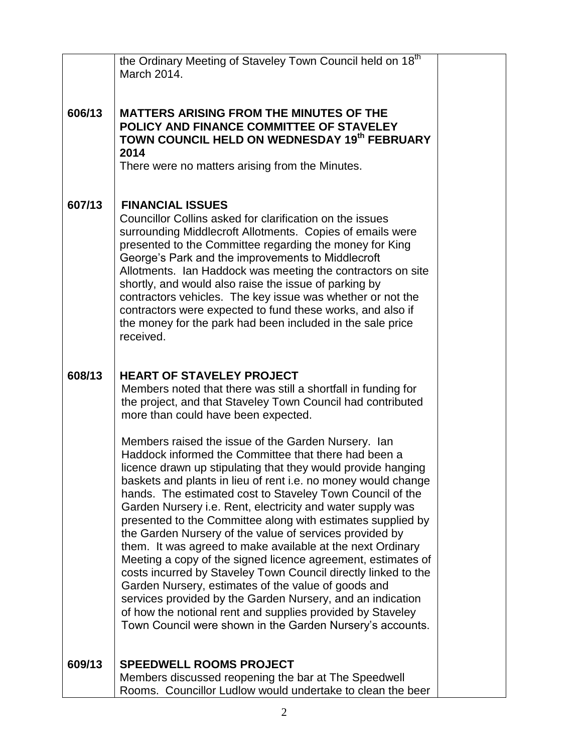| | | |
|---|---|---|
| | the Ordinary Meeting of Staveley Town Council held on 18th March 2014. | |
| 606/13 | **MATTERS ARISING FROM THE MINUTES OF THE POLICY AND FINANCE COMMITTEE OF STAVELEY TOWN COUNCIL HELD ON WEDNESDAY 19th FEBRUARY 2014**<br>There were no matters arising from the Minutes. | |
| 607/13 | **FINANCIAL ISSUES**<br>Councillor Collins asked for clarification on the issues surrounding Middlecroft Allotments. Copies of emails were presented to the Committee regarding the money for King George's Park and the improvements to Middlecroft Allotments. Ian Haddock was meeting the contractors on site shortly, and would also raise the issue of parking by contractors vehicles. The key issue was whether or not the contractors were expected to fund these works, and also if the money for the park had been included in the sale price received. | |
| 608/13 | **HEART OF STAVELEY PROJECT**<br>Members noted that there was still a shortfall in funding for the project, and that Staveley Town Council had contributed more than could have been expected.<br><br>Members raised the issue of the Garden Nursery. Ian Haddock informed the Committee that there had been a licence drawn up stipulating that they would provide hanging baskets and plants in lieu of rent i.e. no money would change hands. The estimated cost to Staveley Town Council of the Garden Nursery i.e. Rent, electricity and water supply was presented to the Committee along with estimates supplied by the Garden Nursery of the value of services provided by them. It was agreed to make available at the next Ordinary Meeting a copy of the signed licence agreement, estimates of costs incurred by Staveley Town Council directly linked to the Garden Nursery, estimates of the value of goods and services provided by the Garden Nursery, and an indication of how the notional rent and supplies provided by Staveley Town Council were shown in the Garden Nursery's accounts. | |
| 609/13 | **SPEEDWELL ROOMS PROJECT**<br>Members discussed reopening the bar at The Speedwell Rooms. Councillor Ludlow would undertake to clean the beer | |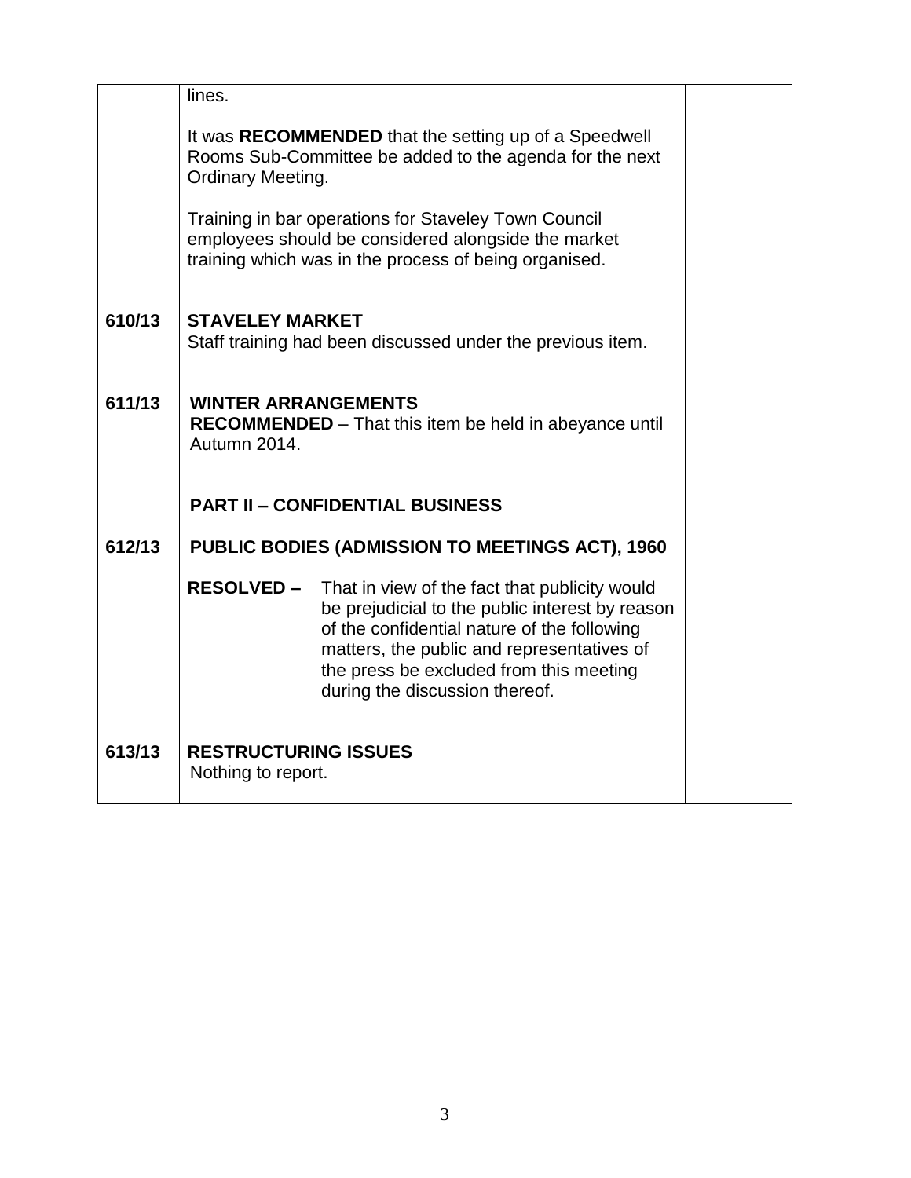| | | |
|---|---|---|
| | lines.<br><br>It was **RECOMMENDED** that the setting up of a Speedwell Rooms Sub-Committee be added to the agenda for the next Ordinary Meeting.<br><br>Training in bar operations for Staveley Town Council employees should be considered alongside the market training which was in the process of being organised. | |
| **610/13** | **STAVELEY MARKET**<br>Staff training had been discussed under the previous item. | |
| **611/13** | **WINTER ARRANGEMENTS**<br>**RECOMMENDED** – That this item be held in abeyance until Autumn 2014. | |
| | **PART II – CONFIDENTIAL BUSINESS** | |
| **612/13** | **PUBLIC BODIES (ADMISSION TO MEETINGS ACT), 1960**<br><br>**RESOLVED –** That in view of the fact that publicity would be prejudicial to the public interest by reason of the confidential nature of the following matters, the public and representatives of the press be excluded from this meeting during the discussion thereof. | |
| **613/13** | **RESTRUCTURING ISSUES**<br>Nothing to report. | |